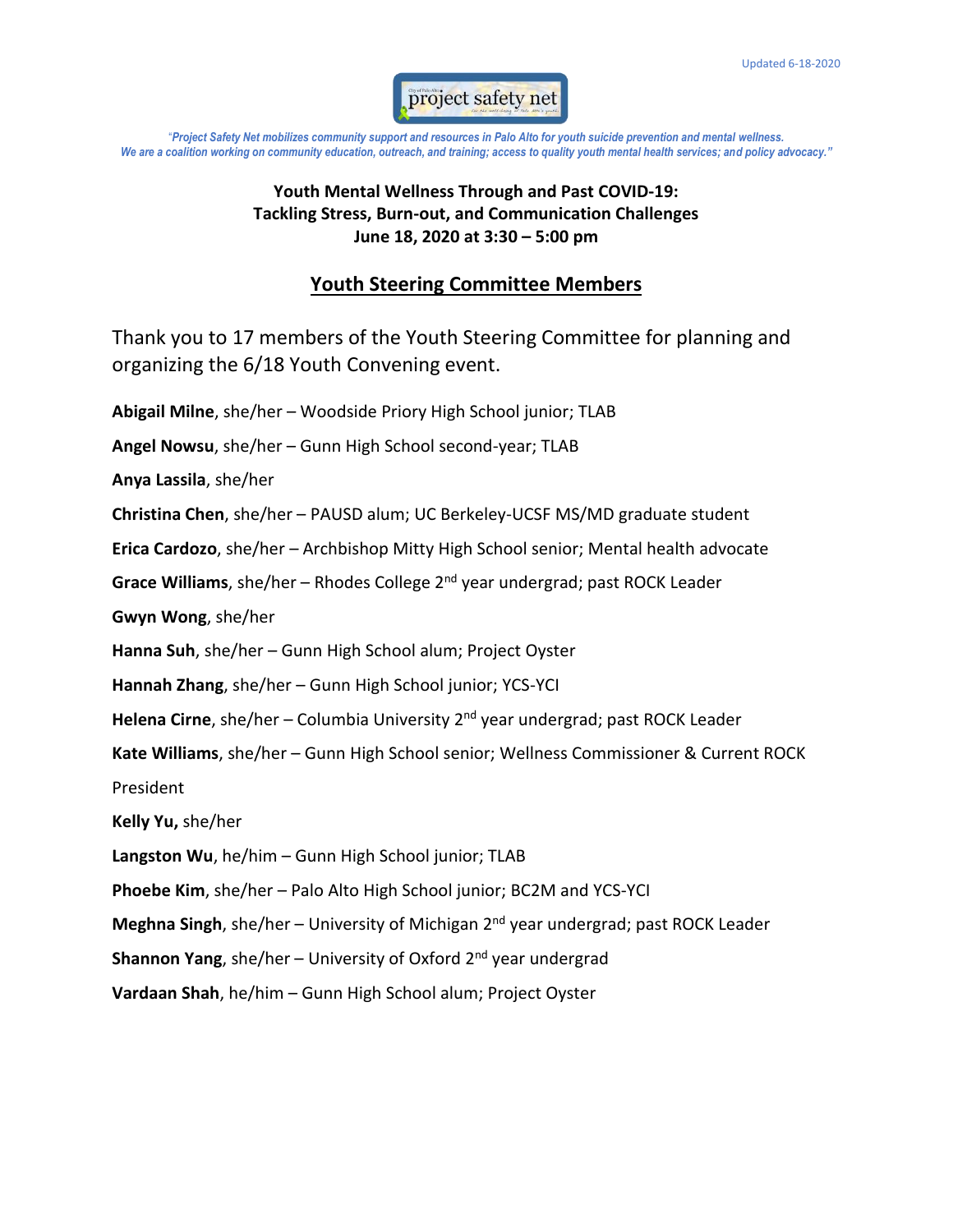Updated 6-18-2020

project safety net

*"Project Safety Net mobilizes community support and resources in Palo Alto for youth suicide prevention and mental wellness. We are a coalition working on community education, outreach, and training; access to quality youth mental health services; and policy advocacy."*

**Youth Mental Wellness Through and Past COVID-19:**
**Tackling Stress, Burn-out, and Communication Challenges**
**June 18, 2020 at 3:30 – 5:00 pm**

## Youth Steering Committee Members

Thank you to 17 members of the Youth Steering Committee for planning and organizing the 6/18 Youth Convening event.

**Abigail Milne**, she/her – Woodside Priory High School junior; TLAB

**Angel Nowsu**, she/her – Gunn High School second-year; TLAB

**Anya Lassila**, she/her

**Christina Chen**, she/her – PAUSD alum; UC Berkeley-UCSF MS/MD graduate student

**Erica Cardozo**, she/her – Archbishop Mitty High School senior; Mental health advocate

**Grace Williams**, she/her – Rhodes College 2nd year undergrad; past ROCK Leader

**Gwyn Wong**, she/her

**Hanna Suh**, she/her – Gunn High School alum; Project Oyster

**Hannah Zhang**, she/her – Gunn High School junior; YCS-YCI

**Helena Cirne**, she/her – Columbia University 2nd year undergrad; past ROCK Leader

**Kate Williams**, she/her – Gunn High School senior; Wellness Commissioner & Current ROCK President

**Kelly Yu,** she/her

**Langston Wu**, he/him – Gunn High School junior; TLAB

**Phoebe Kim**, she/her – Palo Alto High School junior; BC2M and YCS-YCI

**Meghna Singh**, she/her – University of Michigan 2nd year undergrad; past ROCK Leader

**Shannon Yang**, she/her – University of Oxford 2nd year undergrad

**Vardaan Shah**, he/him – Gunn High School alum; Project Oyster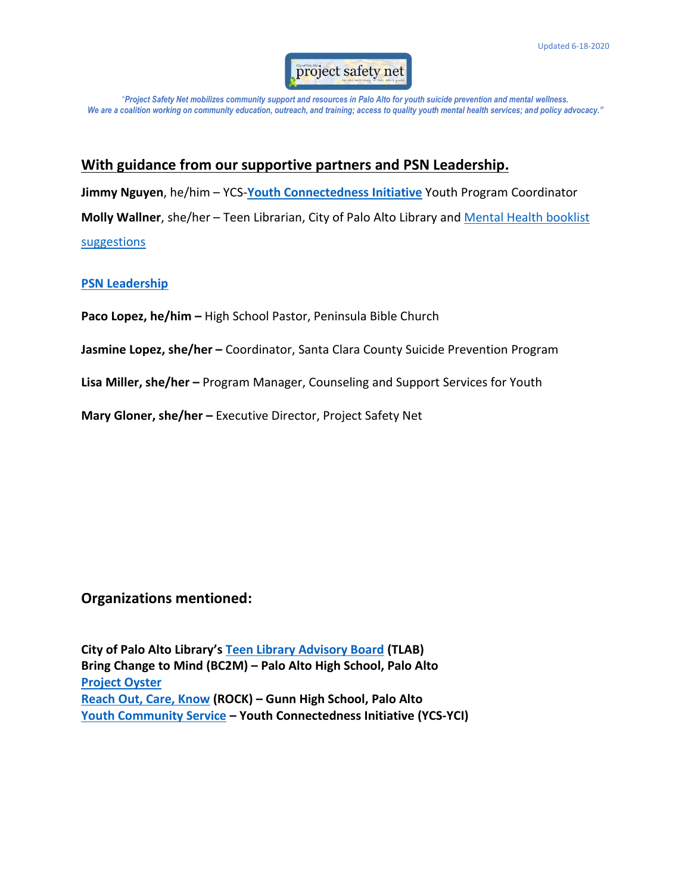"*Project Safety Net mobilizes community support and resources in Palo Alto for youth suicide prevention and mental wellness. We are a coalition working on community education, outreach, and training; access to quality youth mental health services; and policy advocacy.*"

## With guidance from our supportive partners and PSN Leadership.

**Jimmy Nguyen**, he/him – YCS-**Youth Connectedness Initiative** Youth Program Coordinator

**Molly Wallner**, she/her – Teen Librarian, City of Palo Alto Library and Mental Health booklist suggestions

**PSN Leadership**

**Paco Lopez, he/him –** High School Pastor, Peninsula Bible Church

**Jasmine Lopez, she/her –** Coordinator, Santa Clara County Suicide Prevention Program

**Lisa Miller, she/her –** Program Manager, Counseling and Support Services for Youth

**Mary Gloner, she/her –** Executive Director, Project Safety Net

## Organizations mentioned:

**City of Palo Alto Library's Teen Library Advisory Board (TLAB)**
**Bring Change to Mind (BC2M) – Palo Alto High School, Palo Alto**
**Project Oyster**
**Reach Out, Care, Know (ROCK) – Gunn High School, Palo Alto**
**Youth Community Service – Youth Connectedness Initiative (YCS-YCI)**